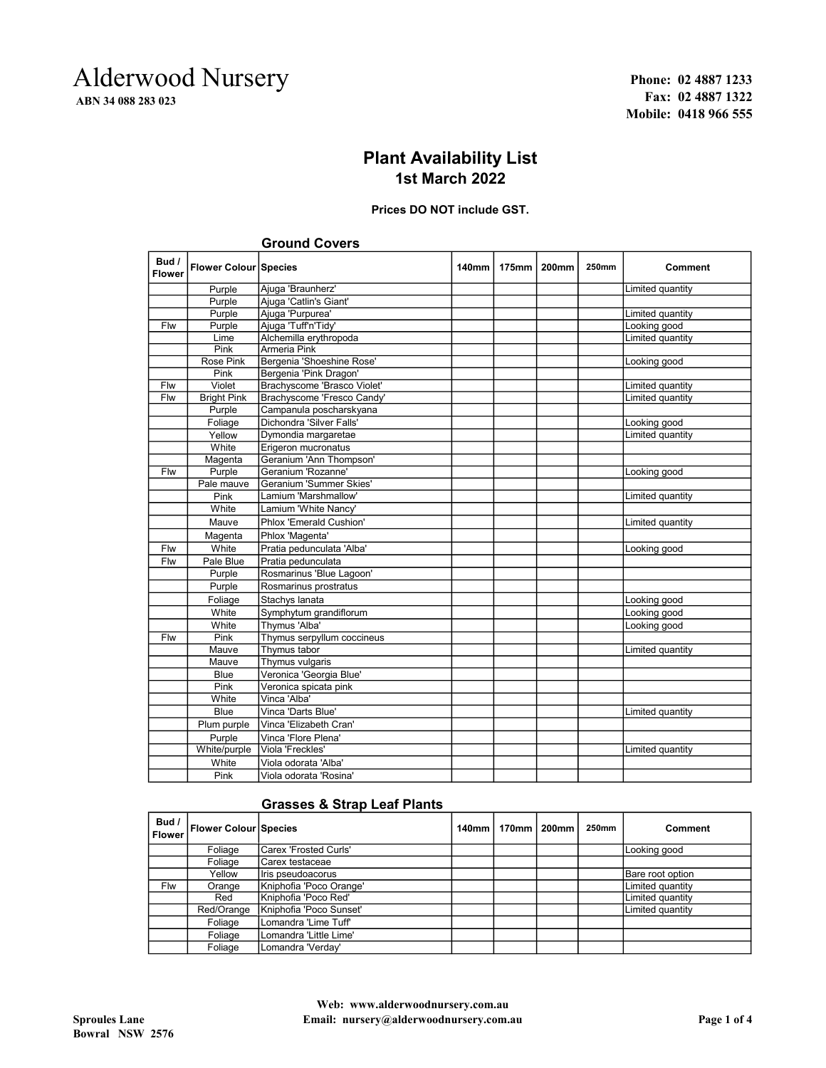# Alderwood Nursery

**ABN 34 088 283 023**

**Phone: 02 4887 1233**
**Fax: 02 4887 1322**
**Mobile: 0418 966 555**

## Plant Availability List
### 1st March 2022

**Prices DO NOT include GST.**

### Ground Covers

| Bud / Flower | Flower Colour | Species | 140mm | 175mm | 200mm | 250mm | Comment |
|---|---|---|---|---|---|---|---|
| | Purple | Ajuga 'Braunherz' | | | | | Limited quantity |
| | Purple | Ajuga 'Catlin's Giant' | | | | | |
| | Purple | Ajuga 'Purpurea' | | | | | Limited quantity |
| Flw | Purple | Ajuga 'Tuff'n'Tidy' | | | | | Looking good |
| | Lime | Alchemilla erythropoda | | | | | Limited quantity |
| | Pink | Armeria Pink | | | | | |
| | Rose Pink | Bergenia 'Shoeshine Rose' | | | | | Looking good |
| | Pink | Bergenia 'Pink Dragon' | | | | | |
| Flw | Violet | Brachyscome 'Brasco Violet' | | | | | Limited quantity |
| Flw | Bright Pink | Brachyscome 'Fresco Candy' | | | | | Limited quantity |
| | Purple | Campanula poscharskyana | | | | | |
| | Foliage | Dichondra 'Silver Falls' | | | | | Looking good |
| | Yellow | Dymondia margaretae | | | | | Limited quantity |
| | White | Erigeron mucronatus | | | | | |
| | Magenta | Geranium 'Ann Thompson' | | | | | |
| Flw | Purple | Geranium 'Rozanne' | | | | | Looking good |
| | Pale mauve | Geranium 'Summer Skies' | | | | | |
| | Pink | Lamium 'Marshmallow' | | | | | Limited quantity |
| | White | Lamium 'White Nancy' | | | | | |
| | Mauve | Phlox 'Emerald Cushion' | | | | | Limited quantity |
| | Magenta | Phlox 'Magenta' | | | | | |
| Flw | White | Pratia pedunculata 'Alba' | | | | | Looking good |
| Flw | Pale Blue | Pratia pedunculata | | | | | |
| | Purple | Rosmarinus 'Blue Lagoon' | | | | | |
| | Purple | Rosmarinus prostratus | | | | | |
| | Foliage | Stachys lanata | | | | | Looking good |
| | White | Symphytum grandiflorum | | | | | Looking good |
| | White | Thymus 'Alba' | | | | | Looking good |
| Flw | Pink | Thymus serpyllum coccineus | | | | | |
| | Mauve | Thymus tabor | | | | | Limited quantity |
| | Mauve | Thymus vulgaris | | | | | |
| | Blue | Veronica 'Georgia Blue' | | | | | |
| | Pink | Veronica spicata pink | | | | | |
| | White | Vinca 'Alba' | | | | | |
| | Blue | Vinca 'Darts Blue' | | | | | Limited quantity |
| | Plum purple | Vinca 'Elizabeth Cran' | | | | | |
| | Purple | Vinca 'Flore Plena' | | | | | |
| | White/purple | Viola 'Freckles' | | | | | Limited quantity |
| | White | Viola odorata 'Alba' | | | | | |
| | Pink | Viola odorata 'Rosina' | | | | | |

### Grasses & Strap Leaf Plants

| Bud / Flower | Flower Colour | Species | 140mm | 170mm | 200mm | 250mm | Comment |
|---|---|---|---|---|---|---|---|
| | Foliage | Carex 'Frosted Curls' | | | | | Looking good |
| | Foliage | Carex testaceae | | | | | |
| | Yellow | Iris pseudoacorus | | | | | Bare root option |
| Flw | Orange | Kniphofia 'Poco Orange' | | | | | Limited quantity |
| | Red | Kniphofia 'Poco Red' | | | | | Limited quantity |
| | Red/Orange | Kniphofia 'Poco Sunset' | | | | | Limited quantity |
| | Foliage | Lomandra 'Lime Tuff' | | | | | |
| | Foliage | Lomandra 'Little Lime' | | | | | |
| | Foliage | Lomandra 'Verday' | | | | | |

**Sproules Lane**
**Bowral NSW 2576**

**Web: www.alderwoodnursery.com.au**
**Email: nursery@alderwoodnursery.com.au**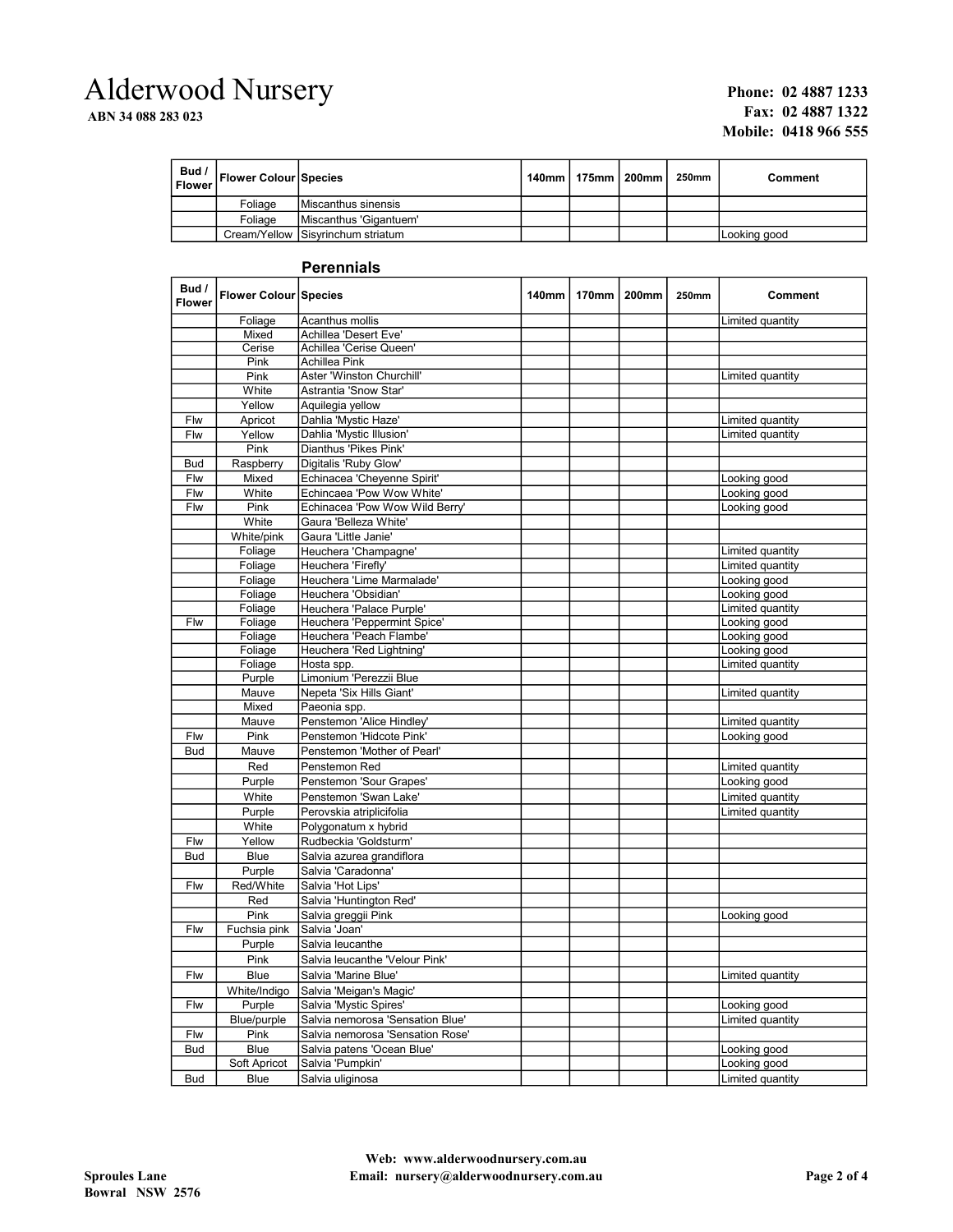# Alderwood Nursery

**ABN 34 088 283 023**

**Phone: 02 4887 1233**
**Fax: 02 4887 1322**
**Mobile: 0418 966 555**

| Bud / Flower | Flower Colour | Species | 140mm | 175mm | 200mm | 250mm | Comment |
|---|---|---|---|---|---|---|---|
| | Foliage | Miscanthus sinensis | | | | | |
| | Foliage | Miscanthus 'Gigantuem' | | | | | |
| | Cream/Yellow | Sisyrinchum striatum | | | | | Looking good |

## Perennials

| Bud / Flower | Flower Colour | Species | 140mm | 170mm | 200mm | 250mm | Comment |
|---|---|---|---|---|---|---|---|
| | Foliage | Acanthus mollis | | | | | Limited quantity |
| | Mixed | Achillea 'Desert Eve' | | | | | |
| | Cerise | Achillea 'Cerise Queen' | | | | | |
| | Pink | Achillea Pink | | | | | |
| | Pink | Aster 'Winston Churchill' | | | | | Limited quantity |
| | White | Astrantia 'Snow Star' | | | | | |
| | Yellow | Aquilegia yellow | | | | | |
| Flw | Apricot | Dahlia 'Mystic Haze' | | | | | Limited quantity |
| Flw | Yellow | Dahlia 'Mystic Illusion' | | | | | Limited quantity |
| | Pink | Dianthus 'Pikes Pink' | | | | | |
| Bud | Raspberry | Digitalis 'Ruby Glow' | | | | | |
| Flw | Mixed | Echinacea 'Cheyenne Spirit' | | | | | Looking good |
| Flw | White | Echincaea 'Pow Wow White' | | | | | Looking good |
| Flw | Pink | Echinacea 'Pow Wow Wild Berry' | | | | | Looking good |
| | White | Gaura 'Belleza White' | | | | | |
| | White/pink | Gaura 'Little Janie' | | | | | |
| | Foliage | Heuchera 'Champagne' | | | | | Limited quantity |
| | Foliage | Heuchera 'Firefly' | | | | | Limited quantity |
| | Foliage | Heuchera 'Lime Marmalade' | | | | | Looking good |
| | Foliage | Heuchera 'Obsidian' | | | | | Looking good |
| | Foliage | Heuchera 'Palace Purple' | | | | | Limited quantity |
| Flw | Foliage | Heuchera 'Peppermint Spice' | | | | | Looking good |
| | Foliage | Heuchera 'Peach Flambe' | | | | | Looking good |
| | Foliage | Heuchera 'Red Lightning' | | | | | Looking good |
| | Foliage | Hosta spp. | | | | | Limited quantity |
| | Purple | Limonium 'Perezzii Blue | | | | | |
| | Mauve | Nepeta 'Six Hills Giant' | | | | | Limited quantity |
| | Mixed | Paeonia spp. | | | | | |
| | Mauve | Penstemon 'Alice Hindley' | | | | | Limited quantity |
| Flw | Pink | Penstemon 'Hidcote Pink' | | | | | Looking good |
| Bud | Mauve | Penstemon 'Mother of Pearl' | | | | | |
| | Red | Penstemon Red | | | | | Limited quantity |
| | Purple | Penstemon 'Sour Grapes' | | | | | Looking good |
| | White | Penstemon 'Swan Lake' | | | | | Limited quantity |
| | Purple | Perovskia atriplicifolia | | | | | Limited quantity |
| | White | Polygonatum x hybrid | | | | | |
| Flw | Yellow | Rudbeckia 'Goldsturm' | | | | | |
| Bud | Blue | Salvia azurea grandiflora | | | | | |
| | Purple | Salvia 'Caradonna' | | | | | |
| Flw | Red/White | Salvia 'Hot Lips' | | | | | |
| | Red | Salvia 'Huntington Red' | | | | | |
| | Pink | Salvia greggii Pink | | | | | Looking good |
| Flw | Fuchsia pink | Salvia 'Joan' | | | | | |
| | Purple | Salvia leucanthe | | | | | |
| | Pink | Salvia leucanthe 'Velour Pink' | | | | | |
| Flw | Blue | Salvia 'Marine Blue' | | | | | Limited quantity |
| | White/Indigo | Salvia 'Meigan's Magic' | | | | | |
| Flw | Purple | Salvia 'Mystic Spires' | | | | | Looking good |
| | Blue/purple | Salvia nemorosa 'Sensation Blue' | | | | | Limited quantity |
| Flw | Pink | Salvia nemorosa 'Sensation Rose' | | | | | |
| Bud | Blue | Salvia patens 'Ocean Blue' | | | | | Looking good |
| | Soft Apricot | Salvia 'Pumpkin' | | | | | Looking good |
| Bud | Blue | Salvia uliginosa | | | | | Limited quantity |

**Web: www.alderwoodnursery.com.au**
**Email: nursery@alderwoodnursery.com.au**

**Sproules Lane**
**Bowral NSW 2576**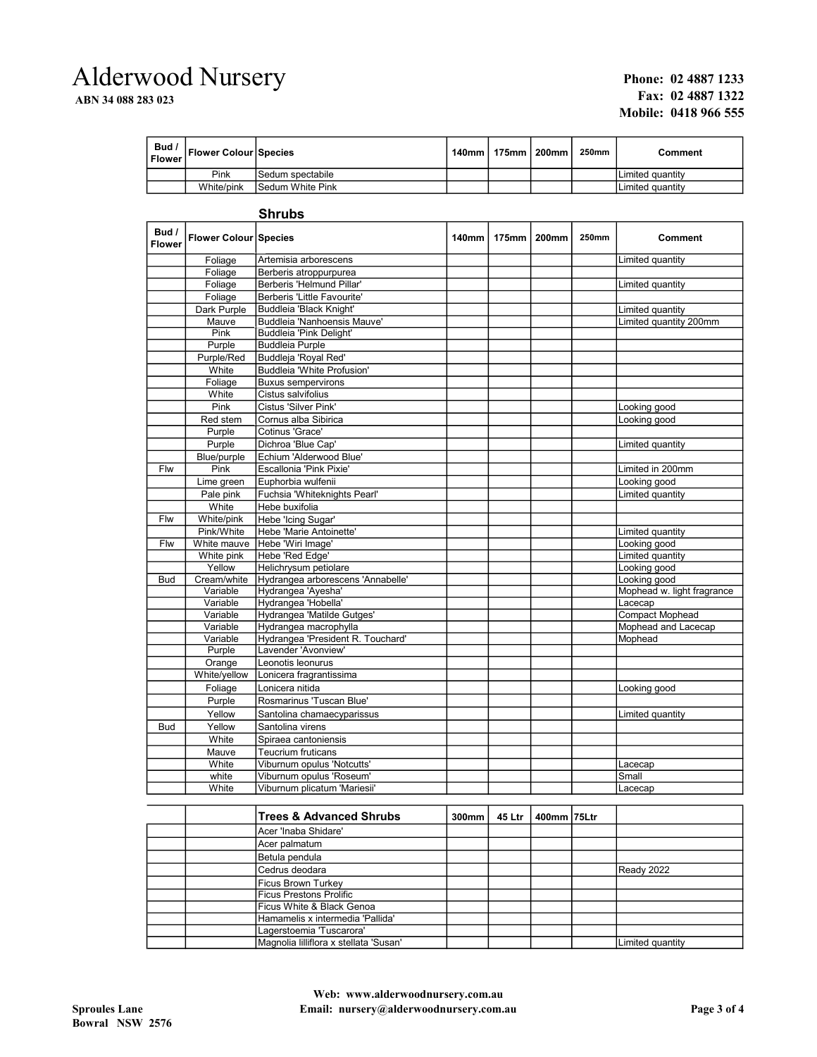# Alderwood Nursery

**ABN 34 088 283 023**

**Phone: 02 4887 1233**
**Fax: 02 4887 1322**
**Mobile: 0418 966 555**

| Bud / Flower | Flower Colour | Species | 140mm | 175mm | 200mm | 250mm | Comment |
|---|---|---|---|---|---|---|---|
| | Pink | Sedum spectabile | | | | | Limited quantity |
| | White/pink | Sedum White Pink | | | | | Limited quantity |

## Shrubs

| Bud / Flower | Flower Colour | Species | 140mm | 175mm | 200mm | 250mm | Comment |
|---|---|---|---|---|---|---|---|
| | Foliage | Artemisia arborescens | | | | | Limited quantity |
| | Foliage | Berberis atroppurpurea | | | | | |
| | Foliage | Berberis 'Helmund Pillar' | | | | | Limited quantity |
| | Foliage | Berberis 'Little Favourite' | | | | | |
| | Dark Purple | Buddleia 'Black Knight' | | | | | Limited quantity |
| | Mauve | Buddleia 'Nanhoensis Mauve' | | | | | Limited quantity 200mm |
| | Pink | Buddleia 'Pink Delight' | | | | | |
| | Purple | Buddleia Purple | | | | | |
| | Purple/Red | Buddleja 'Royal Red' | | | | | |
| | White | Buddleia 'White Profusion' | | | | | |
| | Foliage | Buxus sempervirons | | | | | |
| | White | Cistus salvifolius | | | | | |
| | Pink | Cistus 'Silver Pink' | | | | | Looking good |
| | Red stem | Cornus alba Sibirica | | | | | Looking good |
| | Purple | Cotinus 'Grace' | | | | | |
| | Purple | Dichroa 'Blue Cap' | | | | | Limited quantity |
| | Blue/purple | Echium 'Alderwood Blue' | | | | | |
| Flw | Pink | Escallonia 'Pink Pixie' | | | | | Limited in 200mm |
| | Lime green | Euphorbia wulfenii | | | | | Looking good |
| | Pale pink | Fuchsia 'Whiteknights Pearl' | | | | | Limited quantity |
| | White | Hebe buxifolia | | | | | |
| Flw | White/pink | Hebe 'Icing Sugar' | | | | | |
| | Pink/White | Hebe 'Marie Antoinette' | | | | | Limited quantity |
| Flw | White mauve | Hebe 'Wiri Image' | | | | | Looking good |
| | White pink | Hebe 'Red Edge' | | | | | Limited quantity |
| | Yellow | Helichrysum petiolare | | | | | Looking good |
| Bud | Cream/white | Hydrangea arborescens 'Annabelle' | | | | | Looking good |
| | Variable | Hydrangea 'Ayesha' | | | | | Mophead w. light fragrance |
| | Variable | Hydrangea 'Hobella' | | | | | Lacecap |
| | Variable | Hydrangea 'Matilde Gutges' | | | | | Compact Mophead |
| | Variable | Hydrangea macrophylla | | | | | Mophead and Lacecap |
| | Variable | Hydrangea 'President R. Touchard' | | | | | Mophead |
| | Purple | Lavender 'Avonview' | | | | | |
| | Orange | Leonotis leonurus | | | | | |
| | White/yellow | Lonicera fragrantissima | | | | | |
| | Foliage | Lonicera nitida | | | | | Looking good |
| | Purple | Rosmarinus 'Tuscan Blue' | | | | | |
| | Yellow | Santolina chamaecyparissus | | | | | Limited quantity |
| Bud | Yellow | Santolina virens | | | | | |
| | White | Spiraea cantoniensis | | | | | |
| | Mauve | Teucrium fruticans | | | | | |
| | White | Viburnum opulus 'Notcutts' | | | | | Lacecap |
| | white | Viburnum opulus 'Roseum' | | | | | Small |
| | White | Viburnum plicatum 'Mariesii' | | | | | Lacecap |

| | | Trees & Advanced Shrubs | 300mm | 45 Ltr | 400mm | 75Ltr | |
|---|---|---|---|---|---|---|---|
| | | Acer 'Inaba Shidare' | | | | | |
| | | Acer palmatum | | | | | |
| | | Betula pendula | | | | | |
| | | Cedrus deodara | | | | | Ready 2022 |
| | | Ficus Brown Turkey | | | | | |
| | | Ficus Prestons Prolific | | | | | |
| | | Ficus White & Black Genoa | | | | | |
| | | Hamamelis x intermedia 'Pallida' | | | | | |
| | | Lagerstoemia 'Tuscarora' | | | | | |
| | | Magnolia lilliflora x stellata 'Susan' | | | | | Limited quantity |

**Web: www.alderwoodnursery.com.au**
**Email: nursery@alderwoodnursery.com.au**

**Sproules Lane**
**Bowral NSW 2576**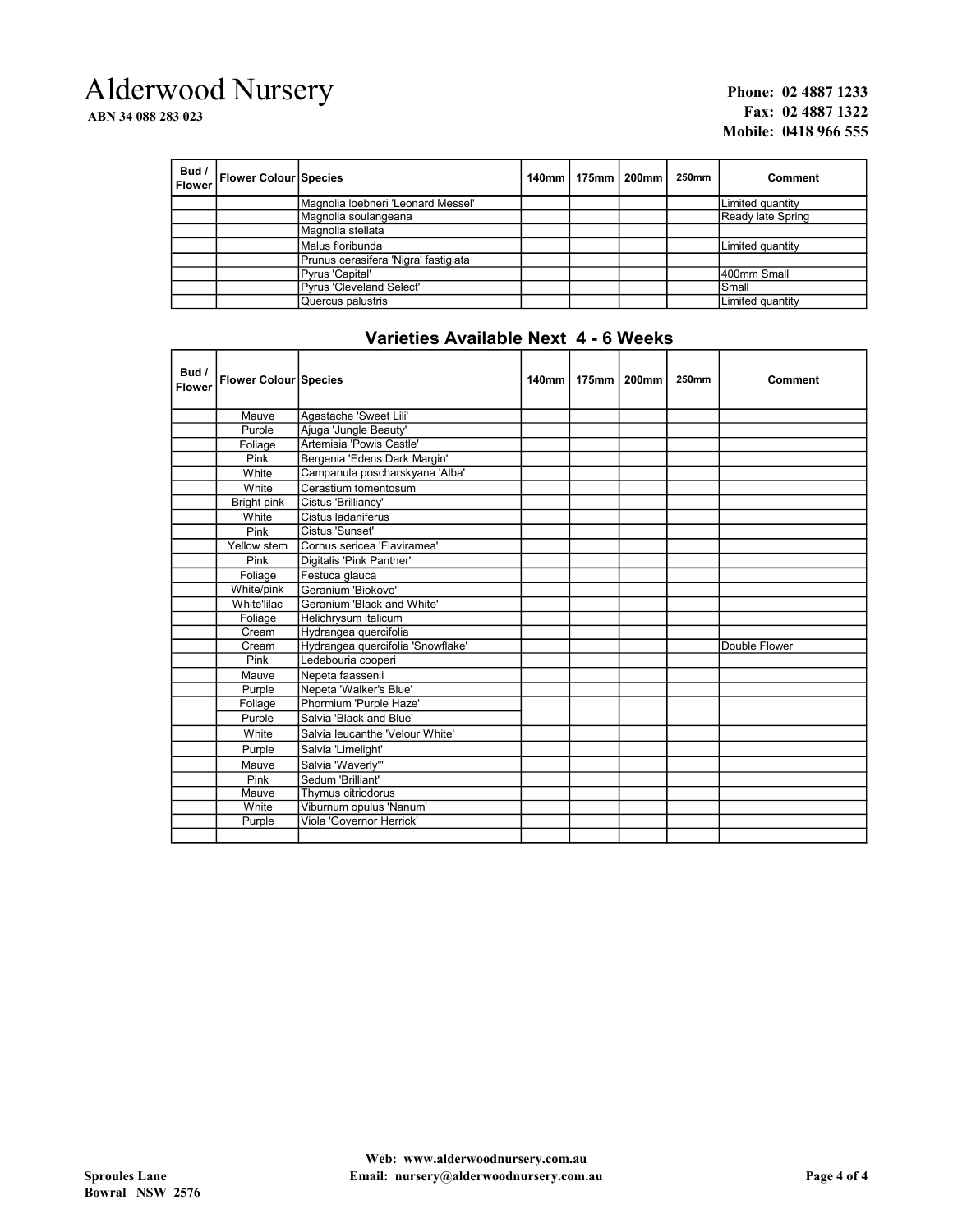# Alderwood Nursery

**ABN 34 088 283 023**

**Phone: 02 4887 1233**
**Fax: 02 4887 1322**
**Mobile: 0418 966 555**

| Bud / Flower | Flower Colour | Species | 140mm | 175mm | 200mm | 250mm | Comment |
|---|---|---|---|---|---|---|---|
| | | Magnolia loebneri 'Leonard Messel' | | | | | Limited quantity |
| | | Magnolia soulangeana | | | | | Ready late Spring |
| | | Magnolia stellata | | | | | |
| | | Malus floribunda | | | | | Limited quantity |
| | | Prunus cerasifera 'Nigra' fastigiata | | | | | |
| | | Pyrus 'Capital' | | | | | 400mm Small |
| | | Pyrus 'Cleveland Select' | | | | | Small |
| | | Quercus palustris | | | | | Limited quantity |

## Varieties Available Next 4 - 6 Weeks

| Bud / Flower | Flower Colour | Species | 140mm | 175mm | 200mm | 250mm | Comment |
|---|---|---|---|---|---|---|---|
| | Mauve | Agastache 'Sweet Lili' | | | | | |
| | Purple | Ajuga 'Jungle Beauty' | | | | | |
| | Foliage | Artemisia 'Powis Castle' | | | | | |
| | Pink | Bergenia 'Edens Dark Margin' | | | | | |
| | White | Campanula poscharskyana 'Alba' | | | | | |
| | White | Cerastium tomentosum | | | | | |
| | Bright pink | Cistus 'Brilliancy' | | | | | |
| | White | Cistus ladaniferus | | | | | |
| | Pink | Cistus 'Sunset' | | | | | |
| | Yellow stem | Cornus sericea 'Flaviramea' | | | | | |
| | Pink | Digitalis 'Pink Panther' | | | | | |
| | Foliage | Festuca glauca | | | | | |
| | White/pink | Geranium 'Biokovo' | | | | | |
| | White'lilac | Geranium 'Black and White' | | | | | |
| | Foliage | Helichrysum italicum | | | | | |
| | Cream | Hydrangea quercifolia | | | | | |
| | Cream | Hydrangea quercifolia 'Snowflake' | | | | | Double Flower |
| | Pink | Ledebouria cooperi | | | | | |
| | Mauve | Nepeta faassenii | | | | | |
| | Purple | Nepeta 'Walker's Blue' | | | | | |
| | Foliage | Phormium 'Purple Haze' | | | | | |
| | Purple | Salvia 'Black and Blue' | | | | | |
| | White | Salvia leucanthe 'Velour White' | | | | | |
| | Purple | Salvia 'Limelight' | | | | | |
| | Mauve | Salvia 'Waverly'' | | | | | |
| | Pink | Sedum 'Brilliant' | | | | | |
| | Mauve | Thymus citriodorus | | | | | |
| | White | Viburnum opulus 'Nanum' | | | | | |
| | Purple | Viola 'Governor Herrick' | | | | | |
| | | | | | | | |

**Web: www.alderwoodnursery.com.au**
**Email: nursery@alderwoodnursery.com.au**

**Sproules Lane**
**Bowral NSW 2576**